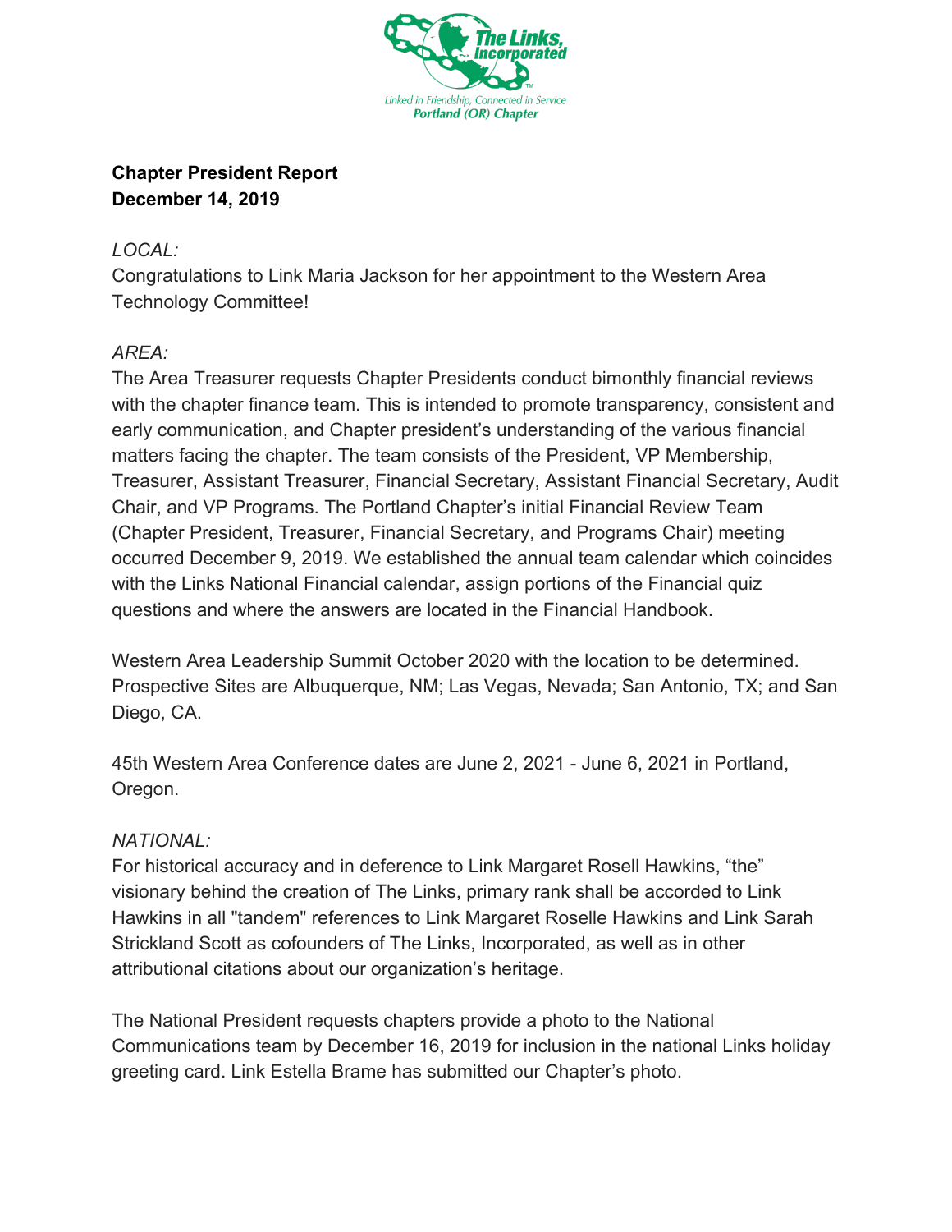The Links, Incorporated

Linked in Friendship, Connected in Service
Portland (OR) Chapter

**Chapter President Report**
**December 14, 2019**

*LOCAL:*
Congratulations to Link Maria Jackson for her appointment to the Western Area Technology Committee!

*AREA:*
The Area Treasurer requests Chapter Presidents conduct bimonthly financial reviews with the chapter finance team. This is intended to promote transparency, consistent and early communication, and Chapter president's understanding of the various financial matters facing the chapter. The team consists of the President, VP Membership, Treasurer, Assistant Treasurer, Financial Secretary, Assistant Financial Secretary, Audit Chair, and VP Programs. The Portland Chapter's initial Financial Review Team (Chapter President, Treasurer, Financial Secretary, and Programs Chair) meeting occurred December 9, 2019. We established the annual team calendar which coincides with the Links National Financial calendar, assign portions of the Financial quiz questions and where the answers are located in the Financial Handbook.

Western Area Leadership Summit October 2020 with the location to be determined. Prospective Sites are Albuquerque, NM; Las Vegas, Nevada; San Antonio, TX; and San Diego, CA.

45th Western Area Conference dates are June 2, 2021 - June 6, 2021 in Portland, Oregon.

*NATIONAL:*
For historical accuracy and in deference to Link Margaret Rosell Hawkins, "the" visionary behind the creation of The Links, primary rank shall be accorded to Link Hawkins in all "tandem" references to Link Margaret Roselle Hawkins and Link Sarah Strickland Scott as cofounders of The Links, Incorporated, as well as in other attributional citations about our organization's heritage.

The National President requests chapters provide a photo to the National Communications team by December 16, 2019 for inclusion in the national Links holiday greeting card. Link Estella Brame has submitted our Chapter's photo.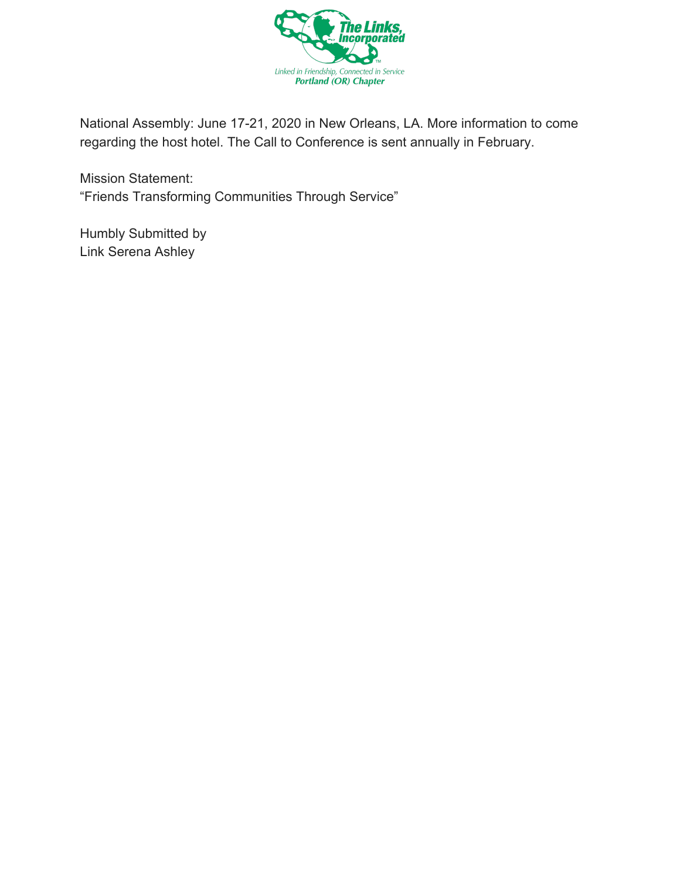The Links, Incorporated

Linked in Friendship, Connected in Service

Portland (OR) Chapter

National Assembly: June 17-21, 2020 in New Orleans, LA. More information to come regarding the host hotel. The Call to Conference is sent annually in February.

Mission Statement:
“Friends Transforming Communities Through Service”

Humbly Submitted by
Link Serena Ashley